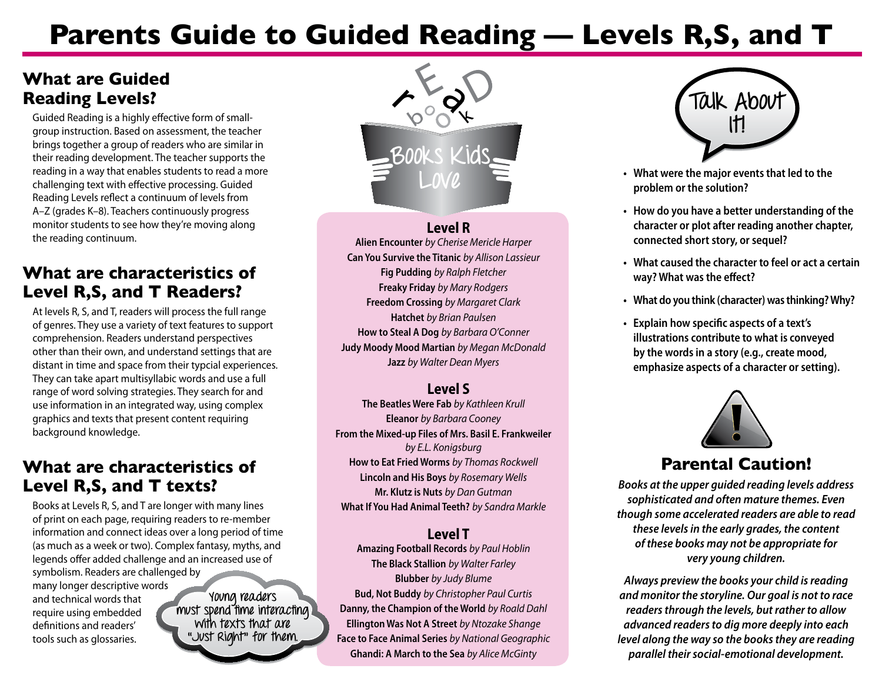# Parents Guide to Guided Reading — Levels R,S, and T

## What are Guided Reading Levels?

Guided Reading is a highly effective form of small-group instruction. Based on assessment, the teacher brings together a group of readers who are similar in their reading development. The teacher supports the reading in a way that enables students to read a more challenging text with effective processing. Guided Reading Levels reflect a continuum of levels from A–Z (grades K–8). Teachers continuously progress monitor students to see how they're moving along the reading continuum.

## What are characteristics of Level R,S, and T Readers?

At levels R, S, and T, readers will process the full range of genres. They use a variety of text features to support comprehension. Readers understand perspectives other than their own, and understand settings that are distant in time and space from their typcial experiences. They can take apart multisyllabic words and use a full range of word solving strategies. They search for and use information in an integrated way, using complex graphics and texts that present content requiring background knowledge.

## What are characteristics of Level R,S, and T texts?

Books at Levels R, S, and T are longer with many lines of print on each page, requiring readers to re-member information and connect ideas over a long period of time (as much as a week or two). Complex fantasy, myths, and legends offer added challenge and an increased use of symbolism. Readers are challenged by many longer descriptive words and technical words that require using embedded definitions and readers' tools such as glossaries.

Young readers must spend time interacting with texts that are "Just Right" for them.

## Books Kids Love

### Level R

**Alien Encounter** *by Cherise Mericle Harper*
**Can You Survive the Titanic** *by Allison Lassieur*
**Fig Pudding** *by Ralph Fletcher*
**Freaky Friday** *by Mary Rodgers*
**Freedom Crossing** *by Margaret Clark*
**Hatchet** *by Brian Paulsen*
**How to Steal A Dog** *by Barbara O'Conner*
**Judy Moody Mood Martian** *by Megan McDonald*
**Jazz** *by Walter Dean Myers*

### Level S

**The Beatles Were Fab** *by Kathleen Krull*
**Eleanor** *by Barbara Cooney*
**From the Mixed-up Files of Mrs. Basil E. Frankweiler** *by E.L. Konigsburg*
**How to Eat Fried Worms** *by Thomas Rockwell*
**Lincoln and His Boys** *by Rosemary Wells*
**Mr. Klutz is Nuts** *by Dan Gutman*
**What If You Had Animal Teeth?** *by Sandra Markle*

### Level T

**Amazing Football Records** *by Paul Hoblin*
**The Black Stallion** *by Walter Farley*
**Blubber** *by Judy Blume*
**Bud, Not Buddy** *by Christopher Paul Curtis*
**Danny, the Champion of the World** *by Roald Dahl*
**Ellington Was Not A Street** *by Ntozake Shange*
**Face to Face Animal Series** *by National Geographic*
**Ghandi: A March to the Sea** *by Alice McGinty*

## Talk About It!

- **What were the major events that led to the problem or the solution?**
- **How do you have a better understanding of the character or plot after reading another chapter, connected short story, or sequel?**
- **What caused the character to feel or act a certain way? What was the effect?**
- **What do you think (character) was thinking? Why?**
- **Explain how specific aspects of a text's illustrations contribute to what is conveyed by the words in a story (e.g., create mood, emphasize aspects of a character or setting).**

## Parental Caution!

***Books at the upper guided reading levels address sophisticated and often mature themes. Even though some accelerated readers are able to read these levels in the early grades, the content of these books may not be appropriate for very young children.***

***Always preview the books your child is reading and monitor the storyline. Our goal is not to race readers through the levels, but rather to allow advanced readers to dig more deeply into each level along the way so the books they are reading parallel their social-emotional development.***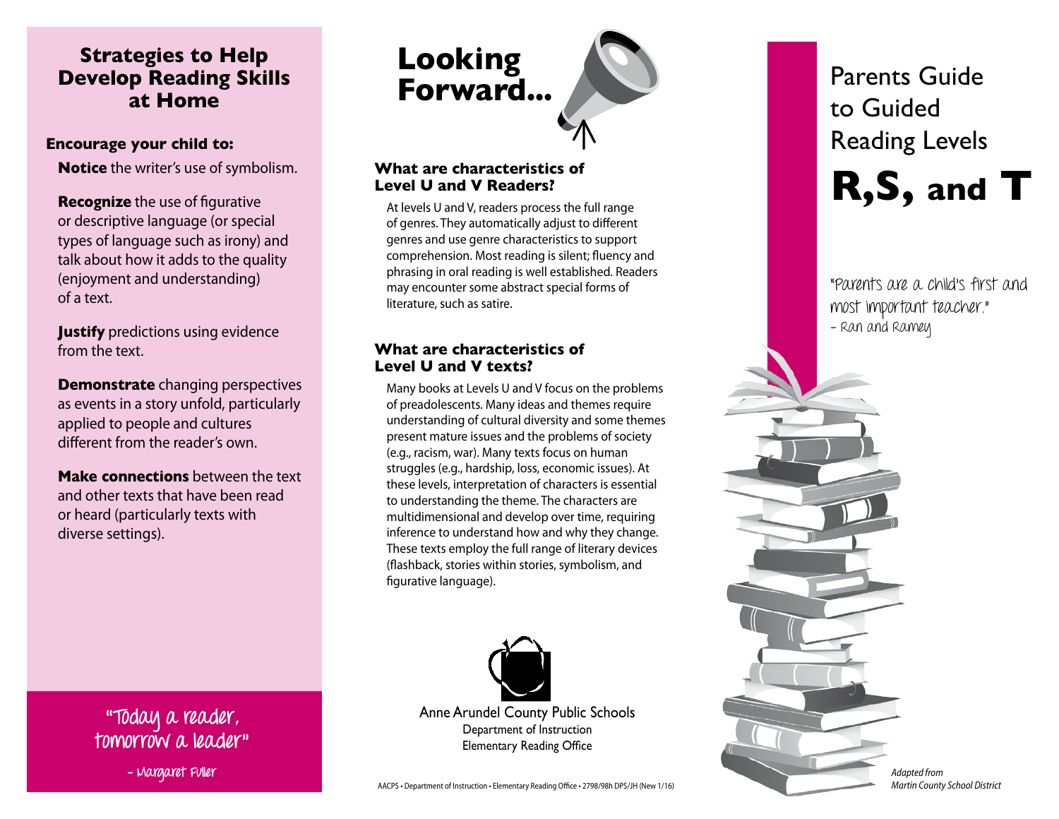## Strategies to Help Develop Reading Skills at Home

**Encourage your child to:**

**Notice** the writer's use of symbolism.

**Recognize** the use of figurative or descriptive language (or special types of language such as irony) and talk about how it adds to the quality (enjoyment and understanding) of a text.

**Justify** predictions using evidence from the text.

**Demonstrate** changing perspectives as events in a story unfold, particularly applied to people and cultures different from the reader's own.

**Make connections** between the text and other texts that have been read or heard (particularly texts with diverse settings).

"Today a reader, tomorrow a leader"

– Margaret Fuller

## Looking Forward...

### What are characteristics of Level U and V Readers?

At levels U and V, readers process the full range of genres. They automatically adjust to different genres and use genre characteristics to support comprehension. Most reading is silent; fluency and phrasing in oral reading is well established. Readers may encounter some abstract special forms of literature, such as satire.

### What are characteristics of Level U and V texts?

Many books at Levels U and V focus on the problems of preadolescents. Many ideas and themes require understanding of cultural diversity and some themes present mature issues and the problems of society (e.g., racism, war). Many texts focus on human struggles (e.g., hardship, loss, economic issues). At these levels, interpretation of characters is essential to understanding the theme. The characters are multidimensional and develop over time, requiring inference to understand how and why they change. These texts employ the full range of literary devices (flashback, stories within stories, symbolism, and figurative language).

Anne Arundel County Public Schools
Department of Instruction
Elementary Reading Office

AACPS • Department of Instruction • Elementary Reading Office • 2798/98h DPS/JH (New 1/16)

# Parents Guide to Guided Reading Levels

# R,S, and T

"Parents are a child's first and most important teacher."
– Ran and Ramey

*Adapted from*
*Martin County School District*